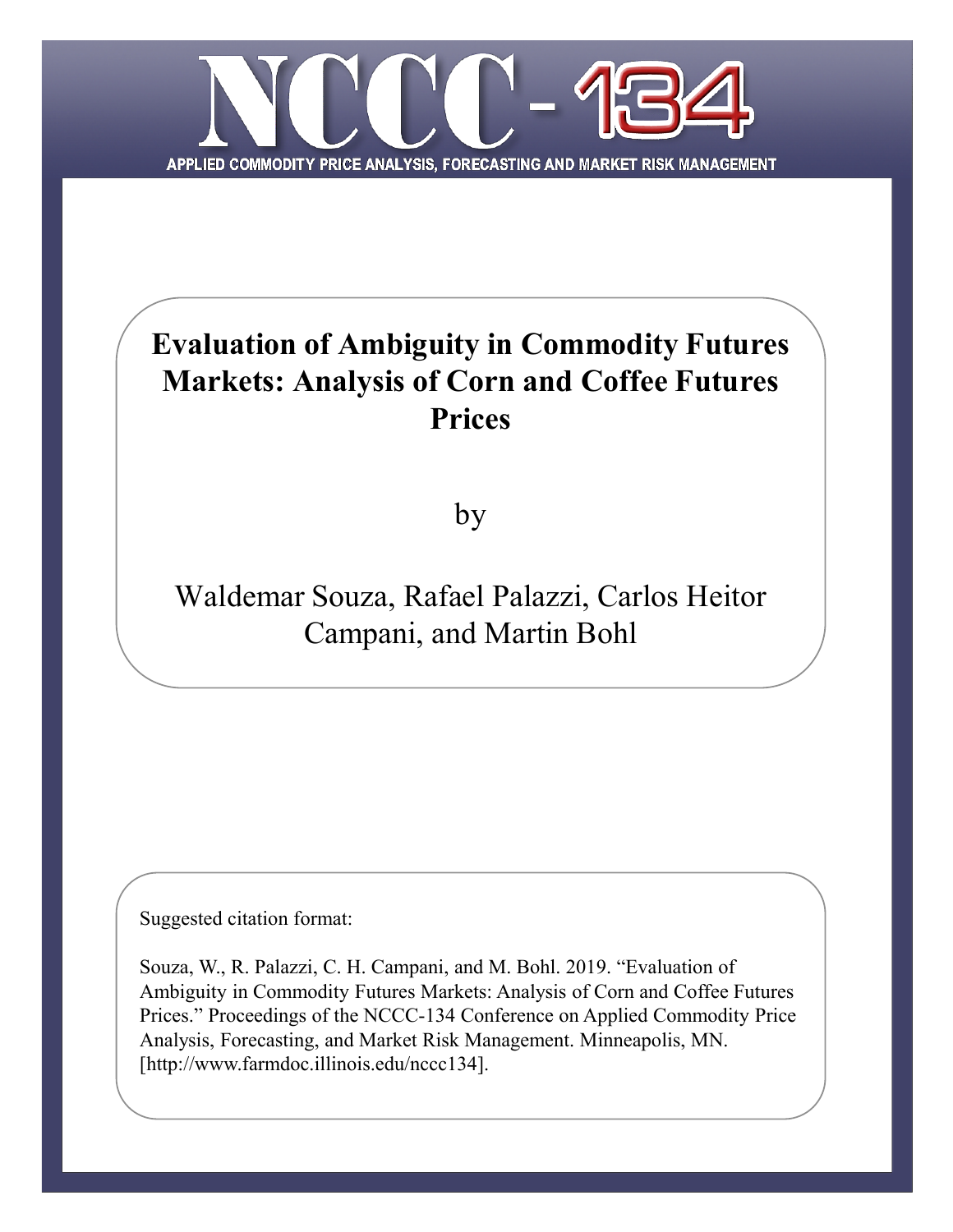# NCCC-134

APPLIED COMMODITY PRICE ANALYSIS, FORECASTING AND MARKET RISK MANAGEMENT

# Evaluation of Ambiguity in Commodity Futures Markets: Analysis of Corn and Coffee Futures Prices

by

Waldemar Souza, Rafael Palazzi, Carlos Heitor Campani, and Martin Bohl

Suggested citation format:

Souza, W., R. Palazzi, C. H. Campani, and M. Bohl. 2019. "Evaluation of Ambiguity in Commodity Futures Markets: Analysis of Corn and Coffee Futures Prices." Proceedings of the NCCC-134 Conference on Applied Commodity Price Analysis, Forecasting, and Market Risk Management. Minneapolis, MN. [http://www.farmdoc.illinois.edu/nccc134].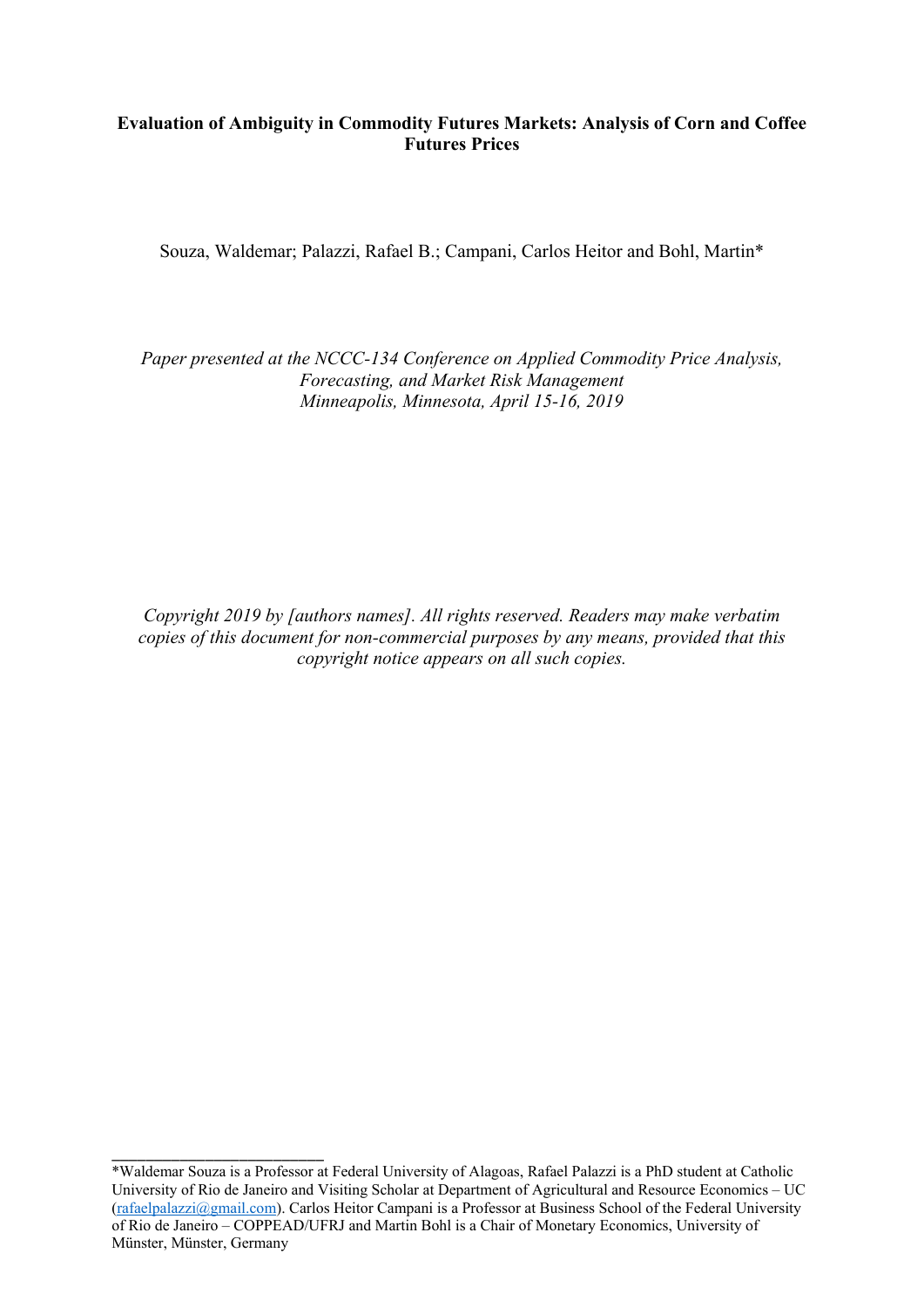**Evaluation of Ambiguity in Commodity Futures Markets: Analysis of Corn and Coffee Futures Prices**

Souza, Waldemar; Palazzi, Rafael B.; Campani, Carlos Heitor and Bohl, Martin*

*Paper presented at the NCCC-134 Conference on Applied Commodity Price Analysis, Forecasting, and Market Risk Management*
*Minneapolis, Minnesota, April 15-16, 2019*

*Copyright 2019 by [authors names]. All rights reserved. Readers may make verbatim copies of this document for non-commercial purposes by any means, provided that this copyright notice appears on all such copies.*

---

*Waldemar Souza is a Professor at Federal University of Alagoas, Rafael Palazzi is a PhD student at Catholic University of Rio de Janeiro and Visiting Scholar at Department of Agricultural and Resource Economics – UC (rafaelpalazzi@gmail.com). Carlos Heitor Campani is a Professor at Business School of the Federal University of Rio de Janeiro – COPPEAD/UFRJ and Martin Bohl is a Chair of Monetary Economics, University of Münster, Münster, Germany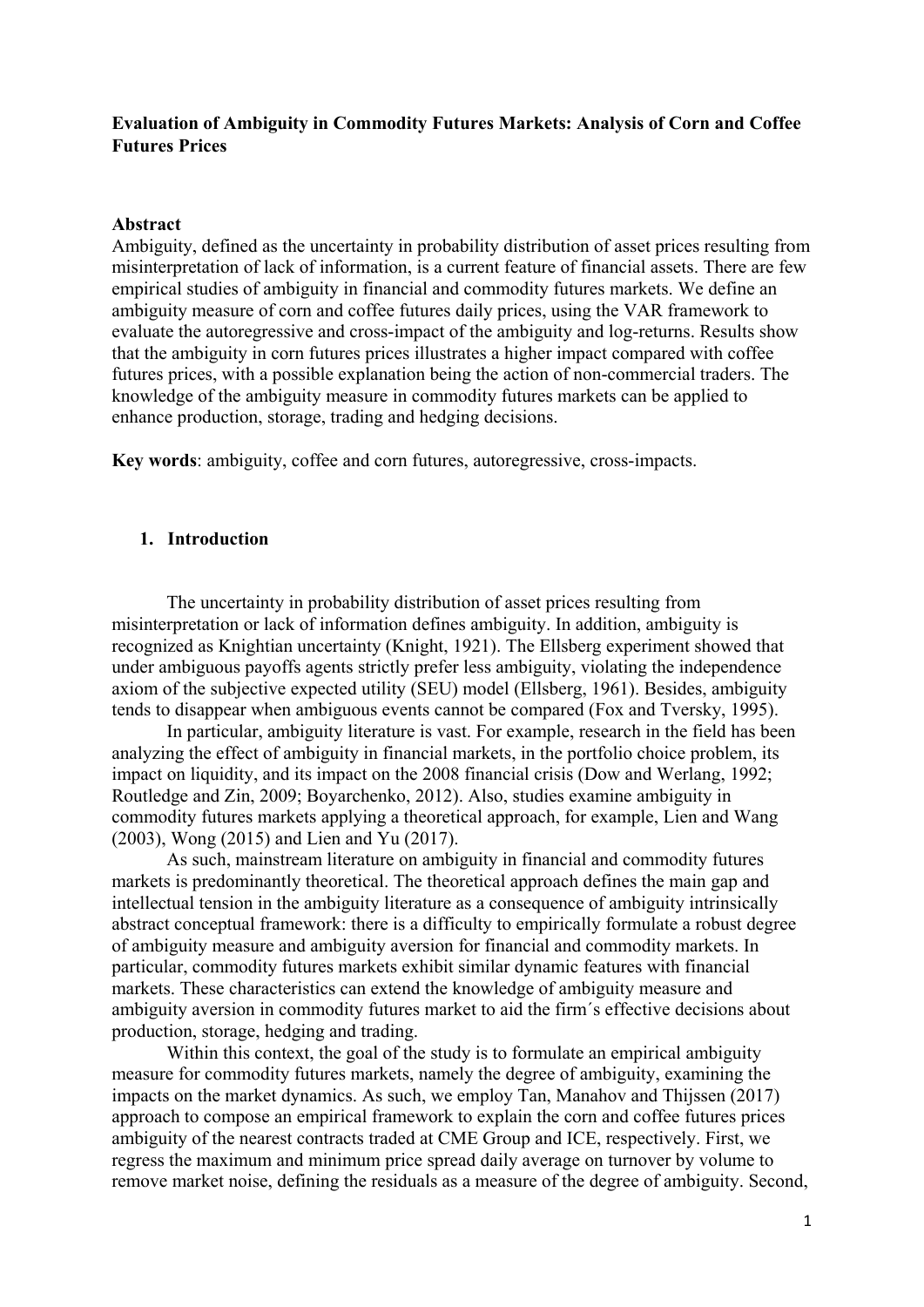**Evaluation of Ambiguity in Commodity Futures Markets: Analysis of Corn and Coffee Futures Prices**

**Abstract**

Ambiguity, defined as the uncertainty in probability distribution of asset prices resulting from misinterpretation of lack of information, is a current feature of financial assets. There are few empirical studies of ambiguity in financial and commodity futures markets. We define an ambiguity measure of corn and coffee futures daily prices, using the VAR framework to evaluate the autoregressive and cross-impact of the ambiguity and log-returns. Results show that the ambiguity in corn futures prices illustrates a higher impact compared with coffee futures prices, with a possible explanation being the action of non-commercial traders. The knowledge of the ambiguity measure in commodity futures markets can be applied to enhance production, storage, trading and hedging decisions.

**Key words**: ambiguity, coffee and corn futures, autoregressive, cross-impacts.

## 1. Introduction

The uncertainty in probability distribution of asset prices resulting from misinterpretation or lack of information defines ambiguity. In addition, ambiguity is recognized as Knightian uncertainty (Knight, 1921). The Ellsberg experiment showed that under ambiguous payoffs agents strictly prefer less ambiguity, violating the independence axiom of the subjective expected utility (SEU) model (Ellsberg, 1961). Besides, ambiguity tends to disappear when ambiguous events cannot be compared (Fox and Tversky, 1995).

In particular, ambiguity literature is vast. For example, research in the field has been analyzing the effect of ambiguity in financial markets, in the portfolio choice problem, its impact on liquidity, and its impact on the 2008 financial crisis (Dow and Werlang, 1992; Routledge and Zin, 2009; Boyarchenko, 2012). Also, studies examine ambiguity in commodity futures markets applying a theoretical approach, for example, Lien and Wang (2003), Wong (2015) and Lien and Yu (2017).

As such, mainstream literature on ambiguity in financial and commodity futures markets is predominantly theoretical. The theoretical approach defines the main gap and intellectual tension in the ambiguity literature as a consequence of ambiguity intrinsically abstract conceptual framework: there is a difficulty to empirically formulate a robust degree of ambiguity measure and ambiguity aversion for financial and commodity markets. In particular, commodity futures markets exhibit similar dynamic features with financial markets. These characteristics can extend the knowledge of ambiguity measure and ambiguity aversion in commodity futures market to aid the firm´s effective decisions about production, storage, hedging and trading.

Within this context, the goal of the study is to formulate an empirical ambiguity measure for commodity futures markets, namely the degree of ambiguity, examining the impacts on the market dynamics. As such, we employ Tan, Manahov and Thijssen (2017) approach to compose an empirical framework to explain the corn and coffee futures prices ambiguity of the nearest contracts traded at CME Group and ICE, respectively. First, we regress the maximum and minimum price spread daily average on turnover by volume to remove market noise, defining the residuals as a measure of the degree of ambiguity. Second,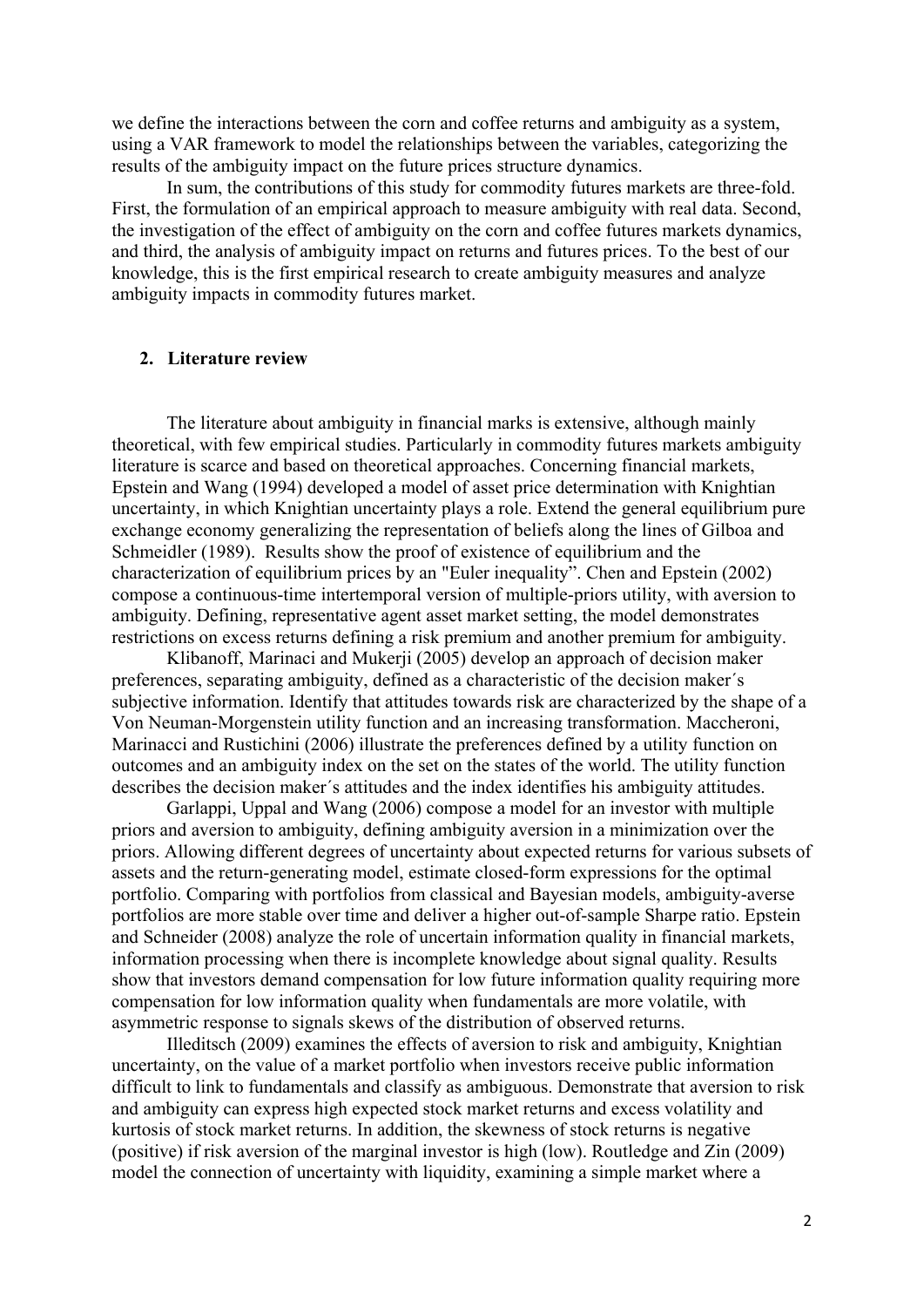we define the interactions between the corn and coffee returns and ambiguity as a system, using a VAR framework to model the relationships between the variables, categorizing the results of the ambiguity impact on the future prices structure dynamics.

In sum, the contributions of this study for commodity futures markets are three-fold. First, the formulation of an empirical approach to measure ambiguity with real data. Second, the investigation of the effect of ambiguity on the corn and coffee futures markets dynamics, and third, the analysis of ambiguity impact on returns and futures prices. To the best of our knowledge, this is the first empirical research to create ambiguity measures and analyze ambiguity impacts in commodity futures market.

## 2. Literature review

The literature about ambiguity in financial marks is extensive, although mainly theoretical, with few empirical studies. Particularly in commodity futures markets ambiguity literature is scarce and based on theoretical approaches. Concerning financial markets, Epstein and Wang (1994) developed a model of asset price determination with Knightian uncertainty, in which Knightian uncertainty plays a role. Extend the general equilibrium pure exchange economy generalizing the representation of beliefs along the lines of Gilboa and Schmeidler (1989). Results show the proof of existence of equilibrium and the characterization of equilibrium prices by an "Euler inequality". Chen and Epstein (2002) compose a continuous-time intertemporal version of multiple-priors utility, with aversion to ambiguity. Defining, representative agent asset market setting, the model demonstrates restrictions on excess returns defining a risk premium and another premium for ambiguity.

Klibanoff, Marinaci and Mukerji (2005) develop an approach of decision maker preferences, separating ambiguity, defined as a characteristic of the decision maker´s subjective information. Identify that attitudes towards risk are characterized by the shape of a Von Neuman-Morgenstein utility function and an increasing transformation. Maccheroni, Marinacci and Rustichini (2006) illustrate the preferences defined by a utility function on outcomes and an ambiguity index on the set on the states of the world. The utility function describes the decision maker´s attitudes and the index identifies his ambiguity attitudes.

Garlappi, Uppal and Wang (2006) compose a model for an investor with multiple priors and aversion to ambiguity, defining ambiguity aversion in a minimization over the priors. Allowing different degrees of uncertainty about expected returns for various subsets of assets and the return-generating model, estimate closed-form expressions for the optimal portfolio. Comparing with portfolios from classical and Bayesian models, ambiguity-averse portfolios are more stable over time and deliver a higher out-of-sample Sharpe ratio. Epstein and Schneider (2008) analyze the role of uncertain information quality in financial markets, information processing when there is incomplete knowledge about signal quality. Results show that investors demand compensation for low future information quality requiring more compensation for low information quality when fundamentals are more volatile, with asymmetric response to signals skews of the distribution of observed returns.

Illeditsch (2009) examines the effects of aversion to risk and ambiguity, Knightian uncertainty, on the value of a market portfolio when investors receive public information difficult to link to fundamentals and classify as ambiguous. Demonstrate that aversion to risk and ambiguity can express high expected stock market returns and excess volatility and kurtosis of stock market returns. In addition, the skewness of stock returns is negative (positive) if risk aversion of the marginal investor is high (low). Routledge and Zin (2009) model the connection of uncertainty with liquidity, examining a simple market where a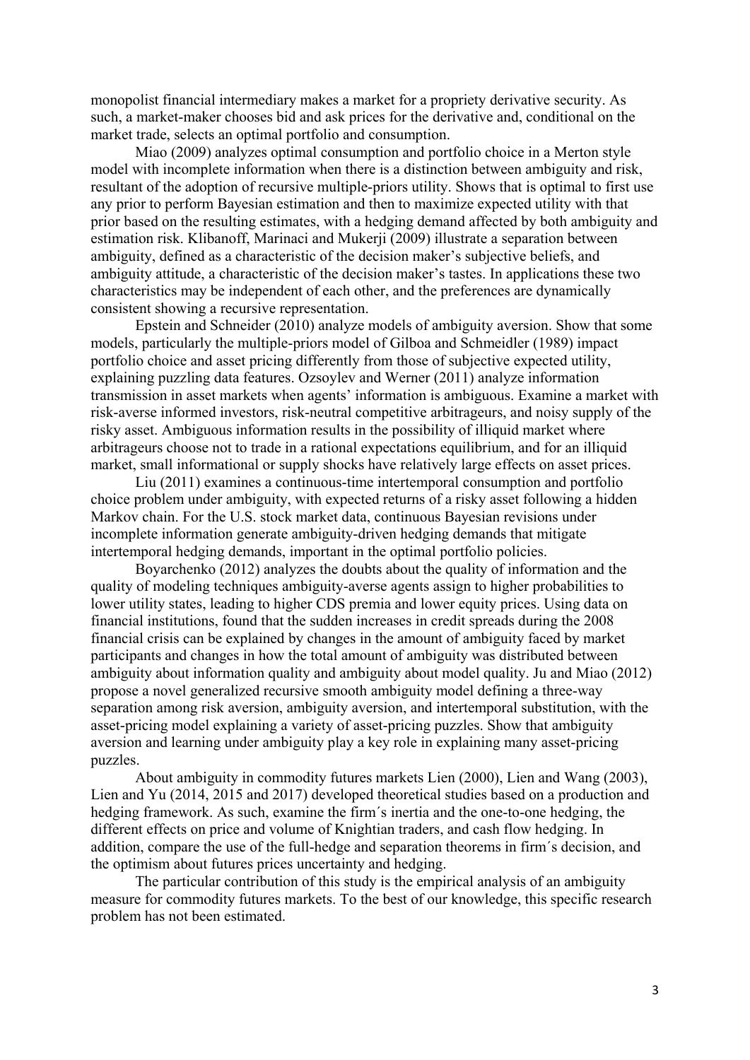monopolist financial intermediary makes a market for a propriety derivative security. As such, a market-maker chooses bid and ask prices for the derivative and, conditional on the market trade, selects an optimal portfolio and consumption.

Miao (2009) analyzes optimal consumption and portfolio choice in a Merton style model with incomplete information when there is a distinction between ambiguity and risk, resultant of the adoption of recursive multiple-priors utility. Shows that is optimal to first use any prior to perform Bayesian estimation and then to maximize expected utility with that prior based on the resulting estimates, with a hedging demand affected by both ambiguity and estimation risk. Klibanoff, Marinaci and Mukerji (2009) illustrate a separation between ambiguity, defined as a characteristic of the decision maker's subjective beliefs, and ambiguity attitude, a characteristic of the decision maker's tastes. In applications these two characteristics may be independent of each other, and the preferences are dynamically consistent showing a recursive representation.

Epstein and Schneider (2010) analyze models of ambiguity aversion. Show that some models, particularly the multiple-priors model of Gilboa and Schmeidler (1989) impact portfolio choice and asset pricing differently from those of subjective expected utility, explaining puzzling data features. Ozsoylev and Werner (2011) analyze information transmission in asset markets when agents' information is ambiguous. Examine a market with risk-averse informed investors, risk-neutral competitive arbitrageurs, and noisy supply of the risky asset. Ambiguous information results in the possibility of illiquid market where arbitrageurs choose not to trade in a rational expectations equilibrium, and for an illiquid market, small informational or supply shocks have relatively large effects on asset prices.

Liu (2011) examines a continuous-time intertemporal consumption and portfolio choice problem under ambiguity, with expected returns of a risky asset following a hidden Markov chain. For the U.S. stock market data, continuous Bayesian revisions under incomplete information generate ambiguity-driven hedging demands that mitigate intertemporal hedging demands, important in the optimal portfolio policies.

Boyarchenko (2012) analyzes the doubts about the quality of information and the quality of modeling techniques ambiguity-averse agents assign to higher probabilities to lower utility states, leading to higher CDS premia and lower equity prices. Using data on financial institutions, found that the sudden increases in credit spreads during the 2008 financial crisis can be explained by changes in the amount of ambiguity faced by market participants and changes in how the total amount of ambiguity was distributed between ambiguity about information quality and ambiguity about model quality. Ju and Miao (2012) propose a novel generalized recursive smooth ambiguity model defining a three-way separation among risk aversion, ambiguity aversion, and intertemporal substitution, with the asset-pricing model explaining a variety of asset-pricing puzzles. Show that ambiguity aversion and learning under ambiguity play a key role in explaining many asset-pricing puzzles.

About ambiguity in commodity futures markets Lien (2000), Lien and Wang (2003), Lien and Yu (2014, 2015 and 2017) developed theoretical studies based on a production and hedging framework. As such, examine the firm´s inertia and the one-to-one hedging, the different effects on price and volume of Knightian traders, and cash flow hedging. In addition, compare the use of the full-hedge and separation theorems in firm´s decision, and the optimism about futures prices uncertainty and hedging.

The particular contribution of this study is the empirical analysis of an ambiguity measure for commodity futures markets. To the best of our knowledge, this specific research problem has not been estimated.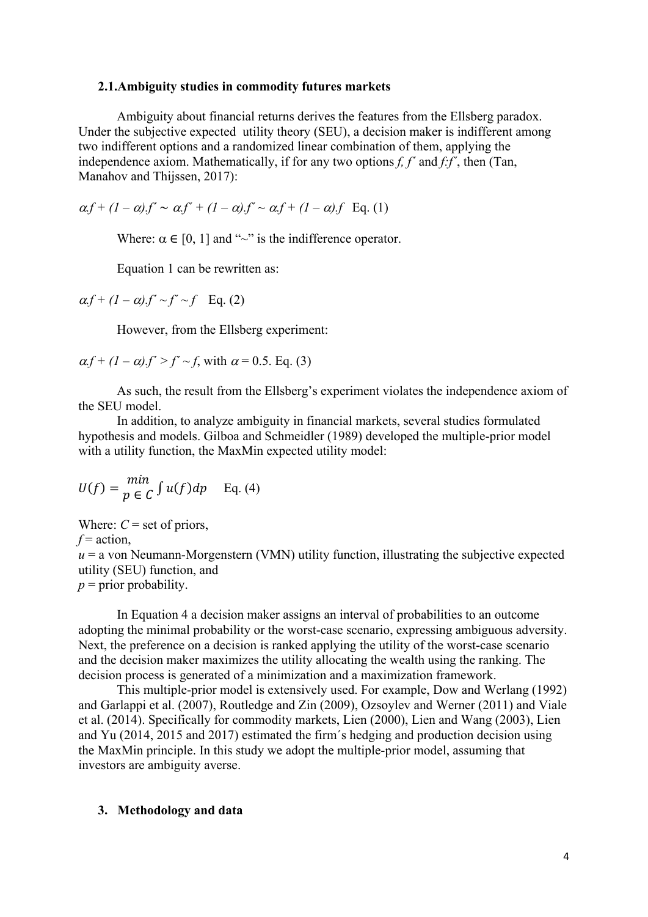### 2.1. Ambiguity studies in commodity futures markets

Ambiguity about financial returns derives the features from the Ellsberg paradox. Under the subjective expected utility theory (SEU), a decision maker is indifferent among two indifferent options and a randomized linear combination of them, applying the independence axiom. Mathematically, if for any two options *f, f˝* and *f:f˝*, then (Tan, Manahov and Thijssen, 2017):

$$\alpha . f + (1 - \alpha) . f'' \sim \alpha . f'' + (1 - \alpha) . f'' \sim \alpha . f + (1 - \alpha) . f \quad \text{Eq. (1)}$$

Where: $\alpha \in [0, 1]$ and "~" is the indifference operator.

Equation 1 can be rewritten as:

$$\alpha . f + (1 - \alpha) . f'' \sim f'' \sim f \quad \text{Eq. (2)}$$

However, from the Ellsberg experiment:

$$\alpha . f + (1 - \alpha) . f'' > f'' \sim f, \text{ with } \alpha = 0.5. \quad \text{Eq. (3)}$$

As such, the result from the Ellsberg's experiment violates the independence axiom of the SEU model.

In addition, to analyze ambiguity in financial markets, several studies formulated hypothesis and models. Gilboa and Schmeidler (1989) developed the multiple-prior model with a utility function, the MaxMin expected utility model:

$$U(f) = \min_{p \in C} \int u(f) dp \quad \text{Eq. (4)}$$

Where: $C$ = set of priors,
$f$ = action,
$u$ = a von Neumann-Morgenstern (VMN) utility function, illustrating the subjective expected utility (SEU) function, and
$p$ = prior probability.

In Equation 4 a decision maker assigns an interval of probabilities to an outcome adopting the minimal probability or the worst-case scenario, expressing ambiguous adversity. Next, the preference on a decision is ranked applying the utility of the worst-case scenario and the decision maker maximizes the utility allocating the wealth using the ranking. The decision process is generated of a minimization and a maximization framework.

This multiple-prior model is extensively used. For example, Dow and Werlang (1992) and Garlappi et al. (2007), Routledge and Zin (2009), Ozsoylev and Werner (2011) and Viale et al. (2014). Specifically for commodity markets, Lien (2000), Lien and Wang (2003), Lien and Yu (2014, 2015 and 2017) estimated the firm´s hedging and production decision using the MaxMin principle. In this study we adopt the multiple-prior model, assuming that investors are ambiguity averse.

## 3. Methodology and data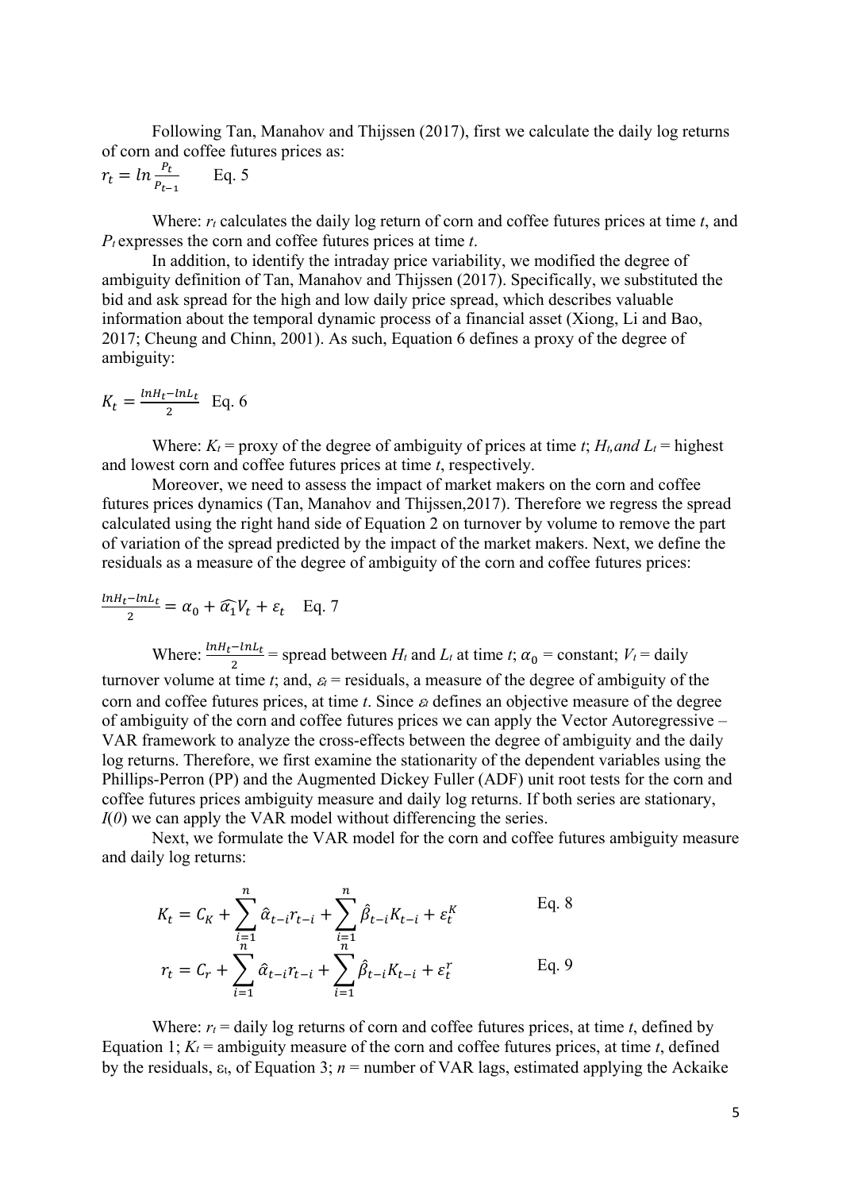Following Tan, Manahov and Thijssen (2017), first we calculate the daily log returns of corn and coffee futures prices as:

$$r_t = ln\frac{P_t}{P_{t-1}} \quad \text{Eq. 5}$$

Where: $r_t$ calculates the daily log return of corn and coffee futures prices at time $t$, and $P_t$ expresses the corn and coffee futures prices at time $t$.

In addition, to identify the intraday price variability, we modified the degree of ambiguity definition of Tan, Manahov and Thijssen (2017). Specifically, we substituted the bid and ask spread for the high and low daily price spread, which describes valuable information about the temporal dynamic process of a financial asset (Xiong, Li and Bao, 2017; Cheung and Chinn, 2001). As such, Equation 6 defines a proxy of the degree of ambiguity:

$$K_t = \frac{lnH_t - lnL_t}{2} \quad \text{Eq. 6}$$

Where: $K_t$ = proxy of the degree of ambiguity of prices at time $t$; $H_t$, *and* $L_t$ = highest and lowest corn and coffee futures prices at time $t$, respectively.

Moreover, we need to assess the impact of market makers on the corn and coffee futures prices dynamics (Tan, Manahov and Thijssen,2017). Therefore we regress the spread calculated using the right hand side of Equation 2 on turnover by volume to remove the part of variation of the spread predicted by the impact of the market makers. Next, we define the residuals as a measure of the degree of ambiguity of the corn and coffee futures prices:

$$\frac{lnH_t - lnL_t}{2} = \alpha_0 + \widehat{\alpha_1}V_t + \varepsilon_t \quad \text{Eq. 7}$$

Where: $\frac{lnH_t - lnL_t}{2}$ = spread between $H_t$ and $L_t$ at time $t$; $\alpha_0$ = constant; $V_t$ = daily turnover volume at time $t$; and, $\varepsilon_t$ = residuals, a measure of the degree of ambiguity of the corn and coffee futures prices, at time $t$. Since $\varepsilon_t$ defines an objective measure of the degree of ambiguity of the corn and coffee futures prices we can apply the Vector Autoregressive – VAR framework to analyze the cross-effects between the degree of ambiguity and the daily log returns. Therefore, we first examine the stationarity of the dependent variables using the Phillips-Perron (PP) and the Augmented Dickey Fuller (ADF) unit root tests for the corn and coffee futures prices ambiguity measure and daily log returns. If both series are stationary, $I(0)$ we can apply the VAR model without differencing the series.

Next, we formulate the VAR model for the corn and coffee futures ambiguity measure and daily log returns:

$$K_t = C_K + \sum_{i=1}^{n} \hat{\alpha}_{t-i} r_{t-i} + \sum_{i=1}^{n} \hat{\beta}_{t-i} K_{t-i} + \varepsilon_t^K \quad \text{Eq. 8}$$

$$r_t = C_r + \sum_{i=1}^{n} \hat{\alpha}_{t-i} r_{t-i} + \sum_{i=1}^{n} \hat{\beta}_{t-i} K_{t-i} + \varepsilon_t^r \quad \text{Eq. 9}$$

Where: $r_t$ = daily log returns of corn and coffee futures prices, at time $t$, defined by Equation 1; $K_t$ = ambiguity measure of the corn and coffee futures prices, at time $t$, defined by the residuals, $\varepsilon_t$, of Equation 3; $n$ = number of VAR lags, estimated applying the Ackaike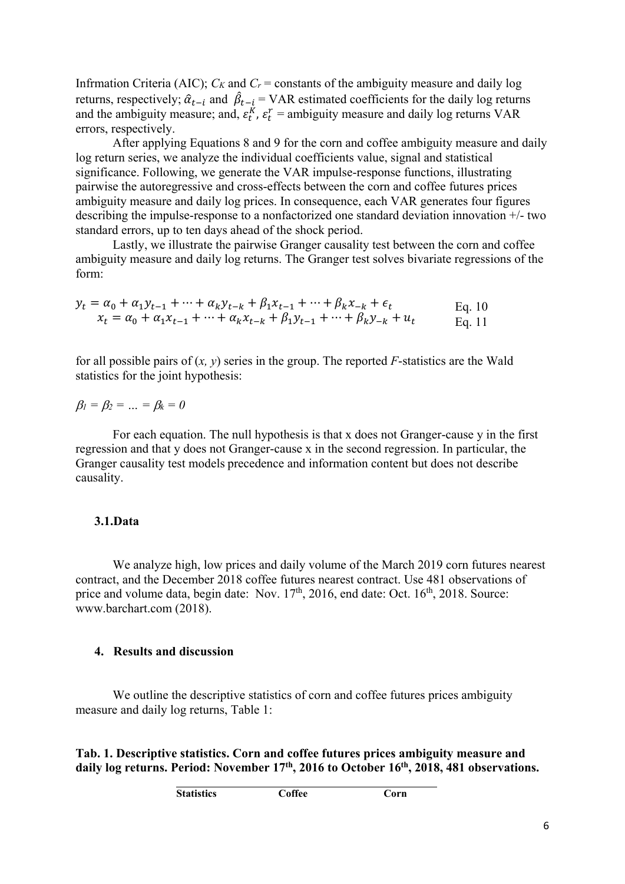Infrmation Criteria (AIC); $C_K$ and $C_r$ = constants of the ambiguity measure and daily log returns, respectively; $\hat{\alpha}_{t-i}$ and $\hat{\beta}_{t-i}$ = VAR estimated coefficients for the daily log returns and the ambiguity measure; and, $\varepsilon_t^K$, $\varepsilon_t^r$ = ambiguity measure and daily log returns VAR errors, respectively.

After applying Equations 8 and 9 for the corn and coffee ambiguity measure and daily log return series, we analyze the individual coefficients value, signal and statistical significance. Following, we generate the VAR impulse-response functions, illustrating pairwise the autoregressive and cross-effects between the corn and coffee futures prices ambiguity measure and daily log prices. In consequence, each VAR generates four figures describing the impulse-response to a nonfactorized one standard deviation innovation +/- two standard errors, up to ten days ahead of the shock period.

Lastly, we illustrate the pairwise Granger causality test between the corn and coffee ambiguity measure and daily log returns. The Granger test solves bivariate regressions of the form:

$$y_t = \alpha_0 + \alpha_1 y_{t-1} + \cdots + \alpha_k y_{t-k} + \beta_1 x_{t-1} + \cdots + \beta_k x_{-k} + \epsilon_t \qquad \text{Eq. 10}$$

$$x_t = \alpha_0 + \alpha_1 x_{t-1} + \cdots + \alpha_k x_{t-k} + \beta_1 y_{t-1} + \cdots + \beta_k y_{-k} + u_t \qquad \text{Eq. 11}$$

for all possible pairs of $(x, y)$ series in the group. The reported *F*-statistics are the Wald statistics for the joint hypothesis:

$\beta_1 = \beta_2 = \ldots = \beta_k = 0$

For each equation. The null hypothesis is that x does not Granger-cause y in the first regression and that y does not Granger-cause x in the second regression. In particular, the Granger causality test models precedence and information content but does not describe causality.

### 3.1. Data

We analyze high, low prices and daily volume of the March 2019 corn futures nearest contract, and the December 2018 coffee futures nearest contract. Use 481 observations of price and volume data, begin date: Nov. 17th, 2016, end date: Oct. 16th, 2018. Source: www.barchart.com (2018).

## 4. Results and discussion

We outline the descriptive statistics of corn and coffee futures prices ambiguity measure and daily log returns, Table 1:

**Tab. 1. Descriptive statistics. Corn and coffee futures prices ambiguity measure and daily log returns. Period: November 17th, 2016 to October 16th, 2018, 481 observations.**

| Statistics | Coffee | Corn |
|---|---|---|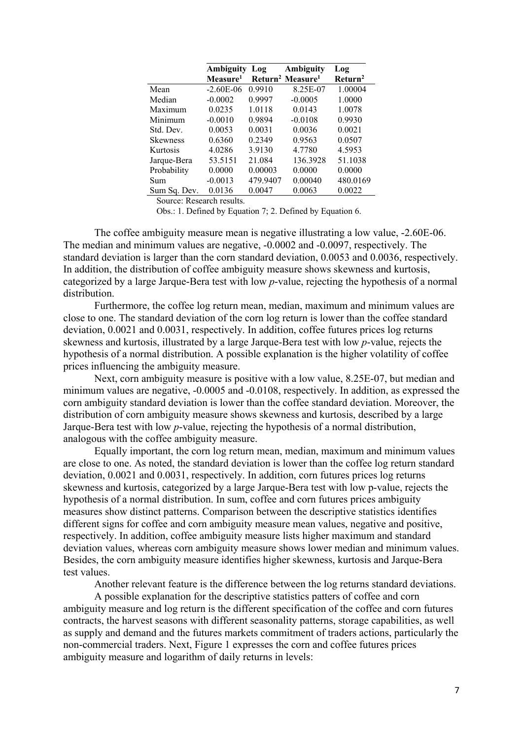| | Ambiguity Measure[1] | Log Return[2] | Ambiguity Measure[1] | Log Return[2] |
|---|---|---|---|---|
| Mean | -2.60E-06 | 0.9910 | 8.25E-07 | 1.00004 |
| Median | -0.0002 | 0.9997 | -0.0005 | 1.0000 |
| Maximum | 0.0235 | 1.0118 | 0.0143 | 1.0078 |
| Minimum | -0.0010 | 0.9894 | -0.0108 | 0.9930 |
| Std. Dev. | 0.0053 | 0.0031 | 0.0036 | 0.0021 |
| Skewness | 0.6360 | 0.2349 | 0.9563 | 0.0507 |
| Kurtosis | 4.0286 | 3.9130 | 4.7780 | 4.5953 |
| Jarque-Bera | 53.5151 | 21.084 | 136.3928 | 51.1038 |
| Probability | 0.0000 | 0.00003 | 0.0000 | 0.0000 |
| Sum | -0.0013 | 479.9407 | 0.00040 | 480.0169 |
| Sum Sq. Dev. | 0.0136 | 0.0047 | 0.0063 | 0.0022 |

Source: Research results.

Obs.: 1. Defined by Equation 7; 2. Defined by Equation 6.

The coffee ambiguity measure mean is negative illustrating a low value, -2.60E-06. The median and minimum values are negative, -0.0002 and -0.0097, respectively. The standard deviation is larger than the corn standard deviation, 0.0053 and 0.0036, respectively. In addition, the distribution of coffee ambiguity measure shows skewness and kurtosis, categorized by a large Jarque-Bera test with low *p*-value, rejecting the hypothesis of a normal distribution.

Furthermore, the coffee log return mean, median, maximum and minimum values are close to one. The standard deviation of the corn log return is lower than the coffee standard deviation, 0.0021 and 0.0031, respectively. In addition, coffee futures prices log returns skewness and kurtosis, illustrated by a large Jarque-Bera test with low *p*-value, rejects the hypothesis of a normal distribution. A possible explanation is the higher volatility of coffee prices influencing the ambiguity measure.

Next, corn ambiguity measure is positive with a low value, 8.25E-07, but median and minimum values are negative, -0.0005 and -0.0108, respectively. In addition, as expressed the corn ambiguity standard deviation is lower than the coffee standard deviation. Moreover, the distribution of corn ambiguity measure shows skewness and kurtosis, described by a large Jarque-Bera test with low *p*-value, rejecting the hypothesis of a normal distribution, analogous with the coffee ambiguity measure.

Equally important, the corn log return mean, median, maximum and minimum values are close to one. As noted, the standard deviation is lower than the coffee log return standard deviation, 0.0021 and 0.0031, respectively. In addition, corn futures prices log returns skewness and kurtosis, categorized by a large Jarque-Bera test with low p-value, rejects the hypothesis of a normal distribution. In sum, coffee and corn futures prices ambiguity measures show distinct patterns. Comparison between the descriptive statistics identifies different signs for coffee and corn ambiguity measure mean values, negative and positive, respectively. In addition, coffee ambiguity measure lists higher maximum and standard deviation values, whereas corn ambiguity measure shows lower median and minimum values. Besides, the corn ambiguity measure identifies higher skewness, kurtosis and Jarque-Bera test values.

Another relevant feature is the difference between the log returns standard deviations.

A possible explanation for the descriptive statistics patters of coffee and corn ambiguity measure and log return is the different specification of the coffee and corn futures contracts, the harvest seasons with different seasonality patterns, storage capabilities, as well as supply and demand and the futures markets commitment of traders actions, particularly the non-commercial traders. Next, Figure 1 expresses the corn and coffee futures prices ambiguity measure and logarithm of daily returns in levels: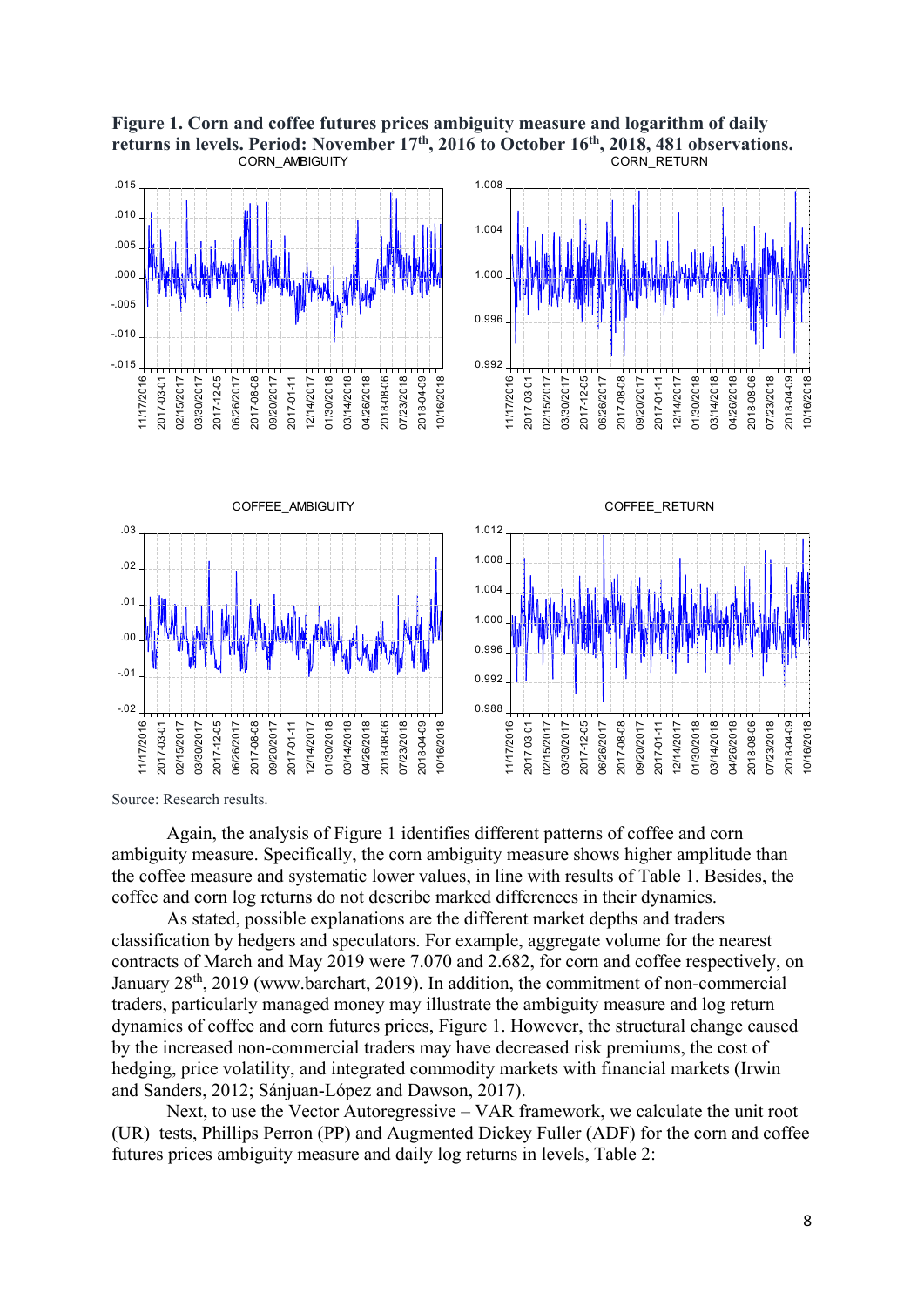**Figure 1. Corn and coffee futures prices ambiguity measure and logarithm of daily returns in levels. Period: November 17th, 2016 to October 16th, 2018, 481 observations.**

Source: Research results.

Again, the analysis of Figure 1 identifies different patterns of coffee and corn ambiguity measure. Specifically, the corn ambiguity measure shows higher amplitude than the coffee measure and systematic lower values, in line with results of Table 1. Besides, the coffee and corn log returns do not describe marked differences in their dynamics.

As stated, possible explanations are the different market depths and traders classification by hedgers and speculators. For example, aggregate volume for the nearest contracts of March and May 2019 were 7.070 and 2.682, for corn and coffee respectively, on January 28th, 2019 (www.barchart, 2019). In addition, the commitment of non-commercial traders, particularly managed money may illustrate the ambiguity measure and log return dynamics of coffee and corn futures prices, Figure 1. However, the structural change caused by the increased non-commercial traders may have decreased risk premiums, the cost of hedging, price volatility, and integrated commodity markets with financial markets (Irwin and Sanders, 2012; Sánjuan-López and Dawson, 2017).

Next, to use the Vector Autoregressive – VAR framework, we calculate the unit root (UR) tests, Phillips Perron (PP) and Augmented Dickey Fuller (ADF) for the corn and coffee futures prices ambiguity measure and daily log returns in levels, Table 2: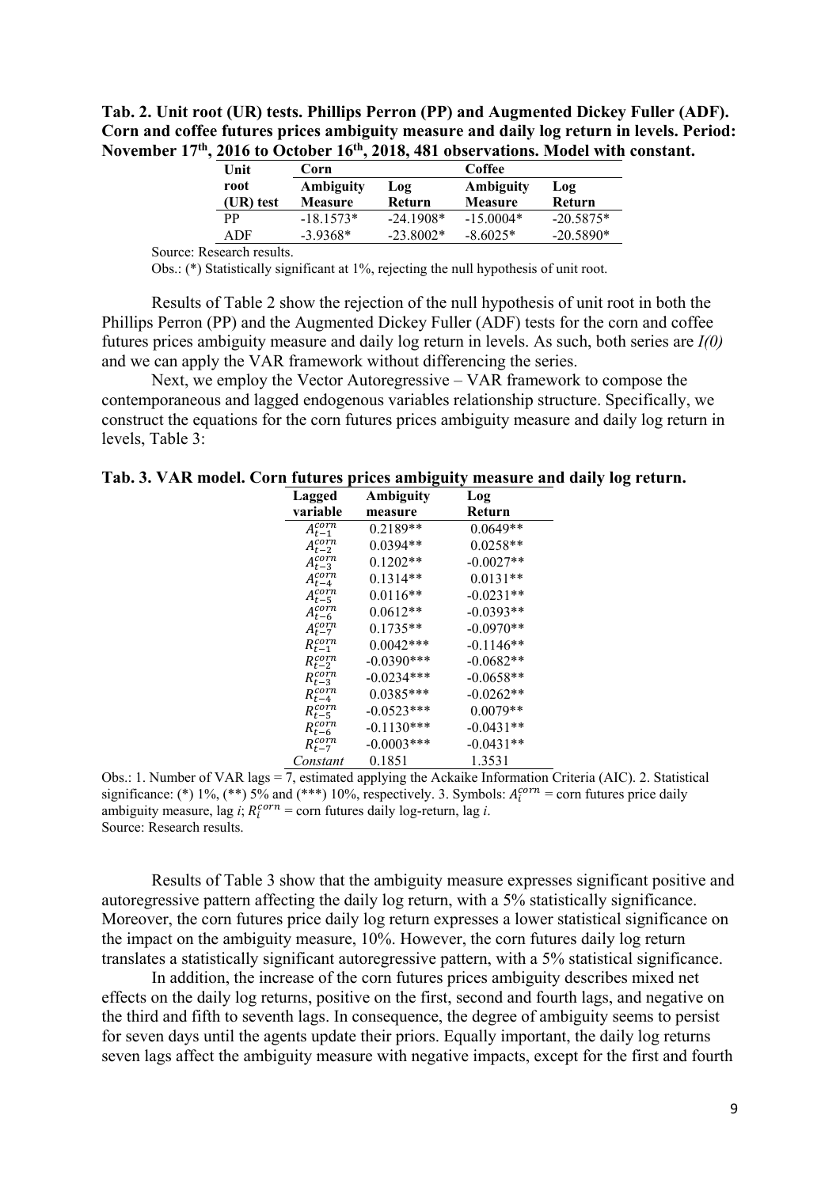**Tab. 2. Unit root (UR) tests. Phillips Perron (PP) and Augmented Dickey Fuller (ADF). Corn and coffee futures prices ambiguity measure and daily log return in levels. Period: November 17th, 2016 to October 16th, 2018, 481 observations. Model with constant.**

| Unit root (UR) test | Corn | | Coffee | |
|---|---|---|---|---|
| | Ambiguity Measure | Log Return | Ambiguity Measure | Log Return |
| PP | -18.1573* | -24.1908* | -15.0004* | -20.5875* |
| ADF | -3.9368* | -23.8002* | -8.6025* | -20.5890* |

Source: Research results.

Obs.: (*) Statistically significant at 1%, rejecting the null hypothesis of unit root.

Results of Table 2 show the rejection of the null hypothesis of unit root in both the Phillips Perron (PP) and the Augmented Dickey Fuller (ADF) tests for the corn and coffee futures prices ambiguity measure and daily log return in levels. As such, both series are *I(0)* and we can apply the VAR framework without differencing the series.

Next, we employ the Vector Autoregressive – VAR framework to compose the contemporaneous and lagged endogenous variables relationship structure. Specifically, we construct the equations for the corn futures prices ambiguity measure and daily log return in levels, Table 3:

**Tab. 3. VAR model. Corn futures prices ambiguity measure and daily log return.**

| Lagged variable | Ambiguity measure | Log Return |
|---|---|---|
| $A_{t-1}^{corn}$ | 0.2189** | 0.0649** |
| $A_{t-2}^{corn}$ | 0.0394** | 0.0258** |
| $A_{t-3}^{corn}$ | 0.1202** | -0.0027** |
| $A_{t-4}^{corn}$ | 0.1314** | 0.0131** |
| $A_{t-5}^{corn}$ | 0.0116** | -0.0231** |
| $A_{t-6}^{corn}$ | 0.0612** | -0.0393** |
| $A_{t-7}^{corn}$ | 0.1735** | -0.0970** |
| $R_{t-1}^{corn}$ | 0.0042*** | -0.1146** |
| $R_{t-2}^{corn}$ | -0.0390*** | -0.0682** |
| $R_{t-3}^{corn}$ | -0.0234*** | -0.0658** |
| $R_{t-4}^{corn}$ | 0.0385*** | -0.0262** |
| $R_{t-5}^{corn}$ | -0.0523*** | 0.0079** |
| $R_{t-6}^{corn}$ | -0.1130*** | -0.0431** |
| $R_{t-7}^{corn}$ | -0.0003*** | -0.0431** |
| *Constant* | 0.1851 | 1.3531 |

Obs.: 1. Number of VAR lags = 7, estimated applying the Ackaike Information Criteria (AIC). 2. Statistical significance: (*) 1%, (**) 5% and (***) 10%, respectively. 3. Symbols: $A_i^{corn}$ = corn futures price daily ambiguity measure, lag *i*; $R_i^{corn}$ = corn futures daily log-return, lag *i*.

Source: Research results.

Results of Table 3 show that the ambiguity measure expresses significant positive and autoregressive pattern affecting the daily log return, with a 5% statistically significance. Moreover, the corn futures price daily log return expresses a lower statistical significance on the impact on the ambiguity measure, 10%. However, the corn futures daily log return translates a statistically significant autoregressive pattern, with a 5% statistical significance.

In addition, the increase of the corn futures prices ambiguity describes mixed net effects on the daily log returns, positive on the first, second and fourth lags, and negative on the third and fifth to seventh lags. In consequence, the degree of ambiguity seems to persist for seven days until the agents update their priors. Equally important, the daily log returns seven lags affect the ambiguity measure with negative impacts, except for the first and fourth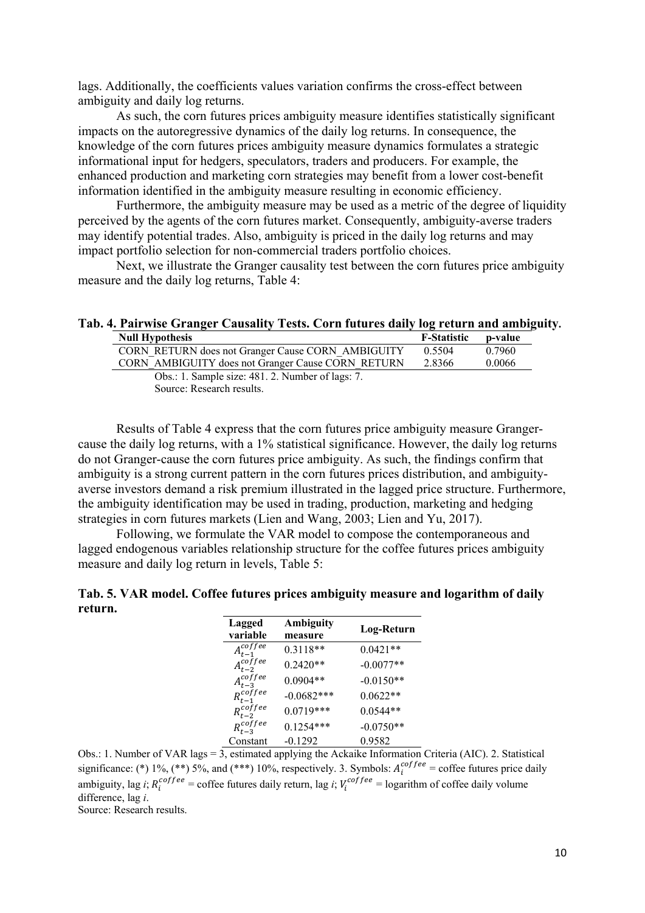lags. Additionally, the coefficients values variation confirms the cross-effect between ambiguity and daily log returns.

As such, the corn futures prices ambiguity measure identifies statistically significant impacts on the autoregressive dynamics of the daily log returns. In consequence, the knowledge of the corn futures prices ambiguity measure dynamics formulates a strategic informational input for hedgers, speculators, traders and producers. For example, the enhanced production and marketing corn strategies may benefit from a lower cost-benefit information identified in the ambiguity measure resulting in economic efficiency.

Furthermore, the ambiguity measure may be used as a metric of the degree of liquidity perceived by the agents of the corn futures market. Consequently, ambiguity-averse traders may identify potential trades. Also, ambiguity is priced in the daily log returns and may impact portfolio selection for non-commercial traders portfolio choices.

Next, we illustrate the Granger causality test between the corn futures price ambiguity measure and the daily log returns, Table 4:

**Tab. 4. Pairwise Granger Causality Tests. Corn futures daily log return and ambiguity.**

| Null Hypothesis | F-Statistic | p-value |
|---|---|---|
| CORN_RETURN does not Granger Cause CORN_AMBIGUITY | 0.5504 | 0.7960 |
| CORN_AMBIGUITY does not Granger Cause CORN_RETURN | 2.8366 | 0.0066 |

Obs.: 1. Sample size: 481. 2. Number of lags: 7.
Source: Research results.

Results of Table 4 express that the corn futures price ambiguity measure Granger-cause the daily log returns, with a 1% statistical significance. However, the daily log returns do not Granger-cause the corn futures price ambiguity. As such, the findings confirm that ambiguity is a strong current pattern in the corn futures prices distribution, and ambiguity-averse investors demand a risk premium illustrated in the lagged price structure. Furthermore, the ambiguity identification may be used in trading, production, marketing and hedging strategies in corn futures markets (Lien and Wang, 2003; Lien and Yu, 2017).

Following, we formulate the VAR model to compose the contemporaneous and lagged endogenous variables relationship structure for the coffee futures prices ambiguity measure and daily log return in levels, Table 5:

**Tab. 5. VAR model. Coffee futures prices ambiguity measure and logarithm of daily return.**

| Lagged variable | Ambiguity measure | Log-Return |
|---|---|---|
| $A_{t-1}^{coffee}$ | 0.3118** | 0.0421** |
| $A_{t-2}^{coffee}$ | 0.2420** | -0.0077** |
| $A_{t-3}^{coffee}$ | 0.0904** | -0.0150** |
| $R_{t-1}^{coffee}$ | -0.0682*** | 0.0622** |
| $R_{t-2}^{coffee}$ | 0.0719*** | 0.0544** |
| $R_{t-3}^{coffee}$ | 0.1254*** | -0.0750** |
| Constant | -0.1292 | 0.9582 |

Obs.: 1. Number of VAR lags = 3, estimated applying the Ackaike Information Criteria (AIC). 2. Statistical significance: (*) 1%, (**) 5%, and (***) 10%, respectively. 3. Symbols: $A_i^{coffee}$ = coffee futures price daily ambiguity, lag *i*; $R_i^{coffee}$ = coffee futures daily return, lag *i*; $V_i^{coffee}$ = logarithm of coffee daily volume difference, lag *i*.
Source: Research results.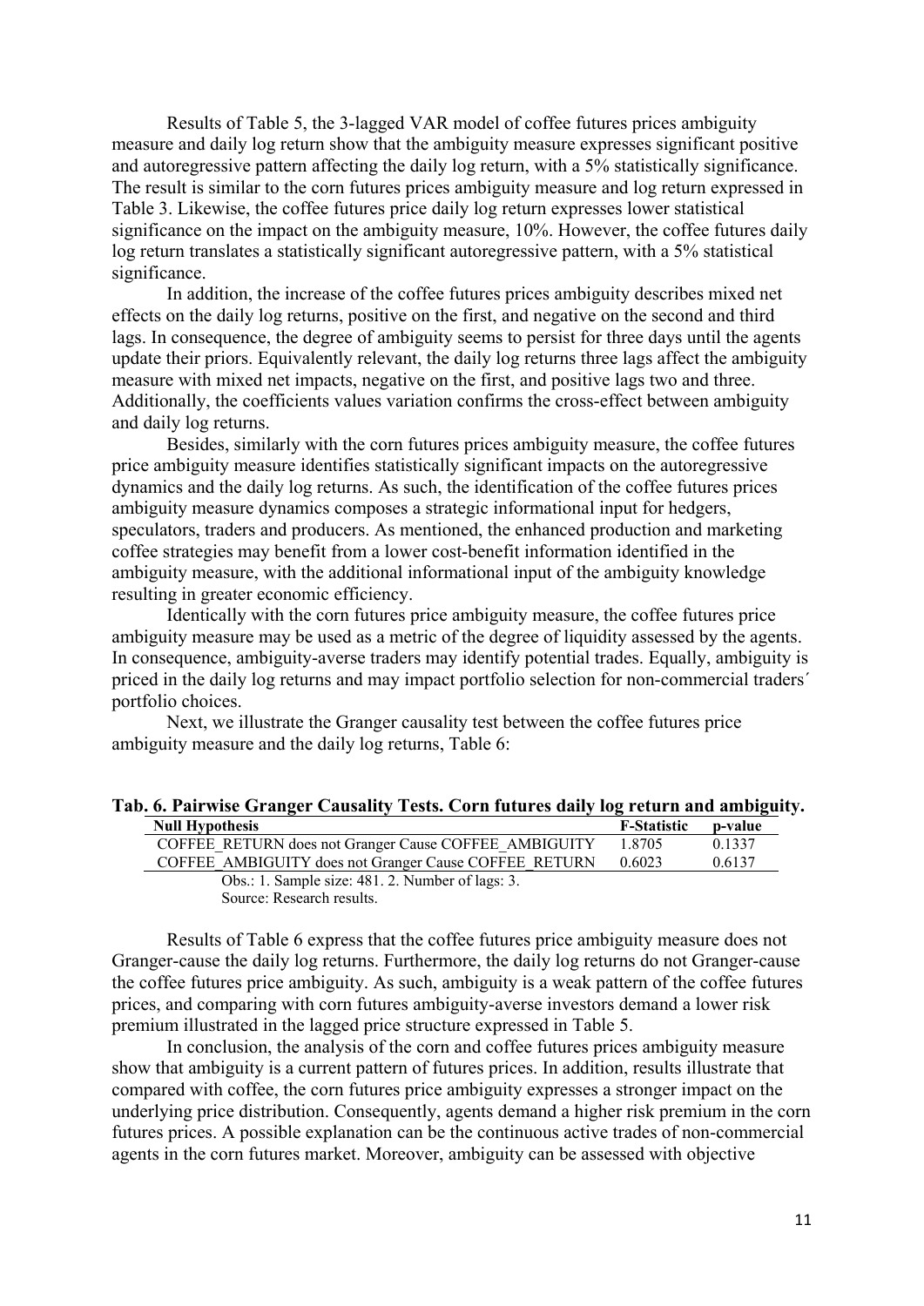Results of Table 5, the 3-lagged VAR model of coffee futures prices ambiguity measure and daily log return show that the ambiguity measure expresses significant positive and autoregressive pattern affecting the daily log return, with a 5% statistically significance. The result is similar to the corn futures prices ambiguity measure and log return expressed in Table 3. Likewise, the coffee futures price daily log return expresses lower statistical significance on the impact on the ambiguity measure, 10%. However, the coffee futures daily log return translates a statistically significant autoregressive pattern, with a 5% statistical significance.

In addition, the increase of the coffee futures prices ambiguity describes mixed net effects on the daily log returns, positive on the first, and negative on the second and third lags. In consequence, the degree of ambiguity seems to persist for three days until the agents update their priors. Equivalently relevant, the daily log returns three lags affect the ambiguity measure with mixed net impacts, negative on the first, and positive lags two and three. Additionally, the coefficients values variation confirms the cross-effect between ambiguity and daily log returns.

Besides, similarly with the corn futures prices ambiguity measure, the coffee futures price ambiguity measure identifies statistically significant impacts on the autoregressive dynamics and the daily log returns. As such, the identification of the coffee futures prices ambiguity measure dynamics composes a strategic informational input for hedgers, speculators, traders and producers. As mentioned, the enhanced production and marketing coffee strategies may benefit from a lower cost-benefit information identified in the ambiguity measure, with the additional informational input of the ambiguity knowledge resulting in greater economic efficiency.

Identically with the corn futures price ambiguity measure, the coffee futures price ambiguity measure may be used as a metric of the degree of liquidity assessed by the agents. In consequence, ambiguity-averse traders may identify potential trades. Equally, ambiguity is priced in the daily log returns and may impact portfolio selection for non-commercial traders´ portfolio choices.

Next, we illustrate the Granger causality test between the coffee futures price ambiguity measure and the daily log returns, Table 6:

**Tab. 6. Pairwise Granger Causality Tests. Corn futures daily log return and ambiguity.**

| Null Hypothesis | F-Statistic | p-value |
|---|---|---|
| COFFEE_RETURN does not Granger Cause COFFEE_AMBIGUITY | 1.8705 | 0.1337 |
| COFFEE_AMBIGUITY does not Granger Cause COFFEE_RETURN | 0.6023 | 0.6137 |

Obs.: 1. Sample size: 481. 2. Number of lags: 3.
Source: Research results.

Results of Table 6 express that the coffee futures price ambiguity measure does not Granger-cause the daily log returns. Furthermore, the daily log returns do not Granger-cause the coffee futures price ambiguity. As such, ambiguity is a weak pattern of the coffee futures prices, and comparing with corn futures ambiguity-averse investors demand a lower risk premium illustrated in the lagged price structure expressed in Table 5.

In conclusion, the analysis of the corn and coffee futures prices ambiguity measure show that ambiguity is a current pattern of futures prices. In addition, results illustrate that compared with coffee, the corn futures price ambiguity expresses a stronger impact on the underlying price distribution. Consequently, agents demand a higher risk premium in the corn futures prices. A possible explanation can be the continuous active trades of non-commercial agents in the corn futures market. Moreover, ambiguity can be assessed with objective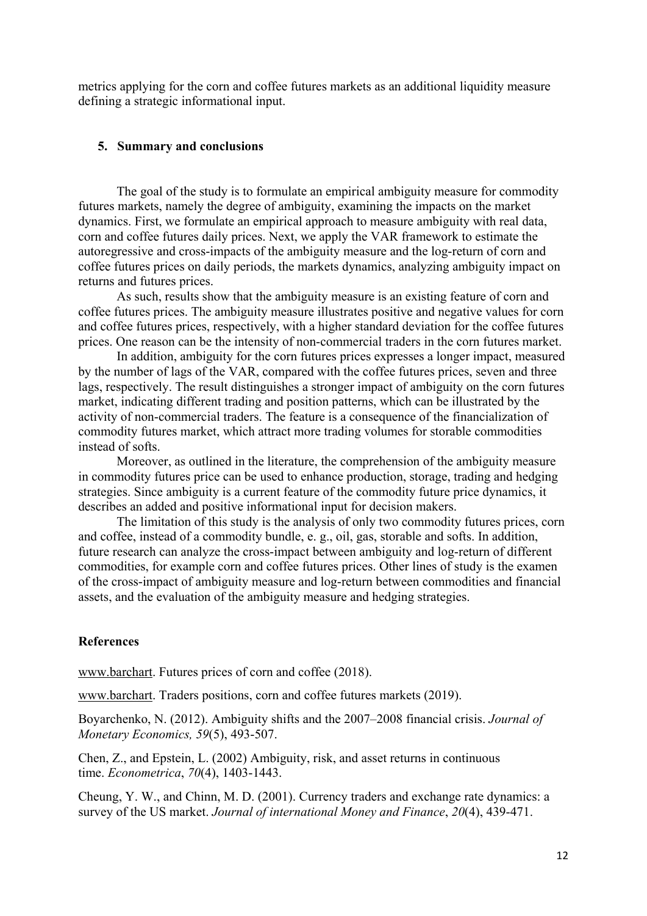metrics applying for the corn and coffee futures markets as an additional liquidity measure defining a strategic informational input.

## 5. Summary and conclusions

The goal of the study is to formulate an empirical ambiguity measure for commodity futures markets, namely the degree of ambiguity, examining the impacts on the market dynamics. First, we formulate an empirical approach to measure ambiguity with real data, corn and coffee futures daily prices. Next, we apply the VAR framework to estimate the autoregressive and cross-impacts of the ambiguity measure and the log-return of corn and coffee futures prices on daily periods, the markets dynamics, analyzing ambiguity impact on returns and futures prices.

As such, results show that the ambiguity measure is an existing feature of corn and coffee futures prices. The ambiguity measure illustrates positive and negative values for corn and coffee futures prices, respectively, with a higher standard deviation for the coffee futures prices. One reason can be the intensity of non-commercial traders in the corn futures market.

In addition, ambiguity for the corn futures prices expresses a longer impact, measured by the number of lags of the VAR, compared with the coffee futures prices, seven and three lags, respectively. The result distinguishes a stronger impact of ambiguity on the corn futures market, indicating different trading and position patterns, which can be illustrated by the activity of non-commercial traders. The feature is a consequence of the financialization of commodity futures market, which attract more trading volumes for storable commodities instead of softs.

Moreover, as outlined in the literature, the comprehension of the ambiguity measure in commodity futures price can be used to enhance production, storage, trading and hedging strategies. Since ambiguity is a current feature of the commodity future price dynamics, it describes an added and positive informational input for decision makers.

The limitation of this study is the analysis of only two commodity futures prices, corn and coffee, instead of a commodity bundle, e. g., oil, gas, storable and softs. In addition, future research can analyze the cross-impact between ambiguity and log-return of different commodities, for example corn and coffee futures prices. Other lines of study is the examen of the cross-impact of ambiguity measure and log-return between commodities and financial assets, and the evaluation of the ambiguity measure and hedging strategies.

## References

www.barchart. Futures prices of corn and coffee (2018).

www.barchart. Traders positions, corn and coffee futures markets (2019).

Boyarchenko, N. (2012). Ambiguity shifts and the 2007–2008 financial crisis. *Journal of Monetary Economics, 59*(5), 493-507.

Chen, Z., and Epstein, L. (2002) Ambiguity, risk, and asset returns in continuous time. *Econometrica*, *70*(4), 1403-1443.

Cheung, Y. W., and Chinn, M. D. (2001). Currency traders and exchange rate dynamics: a survey of the US market. *Journal of international Money and Finance*, *20*(4), 439-471.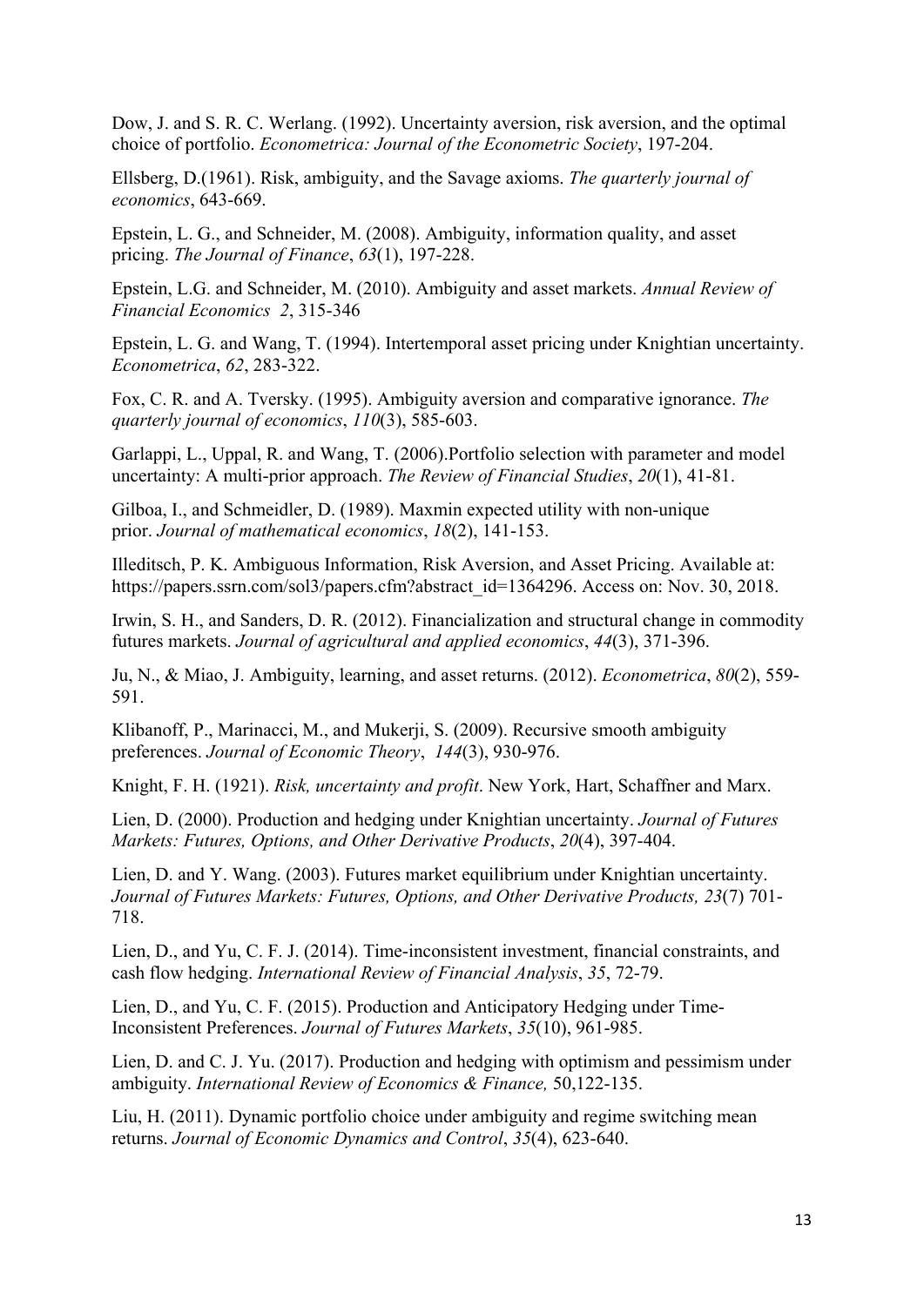Dow, J. and S. R. C. Werlang. (1992). Uncertainty aversion, risk aversion, and the optimal choice of portfolio. *Econometrica: Journal of the Econometric Society*, 197-204.

Ellsberg, D.(1961). Risk, ambiguity, and the Savage axioms. *The quarterly journal of economics*, 643-669.

Epstein, L. G., and Schneider, M. (2008). Ambiguity, information quality, and asset pricing. *The Journal of Finance*, *63*(1), 197-228.

Epstein, L.G. and Schneider, M. (2010). Ambiguity and asset markets. *Annual Review of Financial Economics 2*, 315-346

Epstein, L. G. and Wang, T. (1994). Intertemporal asset pricing under Knightian uncertainty. *Econometrica*, *62*, 283-322.

Fox, C. R. and A. Tversky. (1995). Ambiguity aversion and comparative ignorance. *The quarterly journal of economics*, *110*(3), 585-603.

Garlappi, L., Uppal, R. and Wang, T. (2006).Portfolio selection with parameter and model uncertainty: A multi-prior approach. *The Review of Financial Studies*, *20*(1), 41-81.

Gilboa, I., and Schmeidler, D. (1989). Maxmin expected utility with non-unique prior. *Journal of mathematical economics*, *18*(2), 141-153.

Illeditsch, P. K. Ambiguous Information, Risk Aversion, and Asset Pricing. Available at: https://papers.ssrn.com/sol3/papers.cfm?abstract_id=1364296. Access on: Nov. 30, 2018.

Irwin, S. H., and Sanders, D. R. (2012). Financialization and structural change in commodity futures markets. *Journal of agricultural and applied economics*, *44*(3), 371-396.

Ju, N., & Miao, J. Ambiguity, learning, and asset returns. (2012). *Econometrica*, *80*(2), 559-591.

Klibanoff, P., Marinacci, M., and Mukerji, S. (2009). Recursive smooth ambiguity preferences. *Journal of Economic Theory*, *144*(3), 930-976.

Knight, F. H. (1921). *Risk, uncertainty and profit*. New York, Hart, Schaffner and Marx.

Lien, D. (2000). Production and hedging under Knightian uncertainty. *Journal of Futures Markets: Futures, Options, and Other Derivative Products*, *20*(4), 397-404.

Lien, D. and Y. Wang. (2003). Futures market equilibrium under Knightian uncertainty. *Journal of Futures Markets: Futures, Options, and Other Derivative Products, 23*(7) 701-718.

Lien, D., and Yu, C. F. J. (2014). Time-inconsistent investment, financial constraints, and cash flow hedging. *International Review of Financial Analysis*, *35*, 72-79.

Lien, D., and Yu, C. F. (2015). Production and Anticipatory Hedging under Time-Inconsistent Preferences. *Journal of Futures Markets*, *35*(10), 961-985.

Lien, D. and C. J. Yu. (2017). Production and hedging with optimism and pessimism under ambiguity. *International Review of Economics & Finance,* 50,122-135.

Liu, H. (2011). Dynamic portfolio choice under ambiguity and regime switching mean returns. *Journal of Economic Dynamics and Control*, *35*(4), 623-640.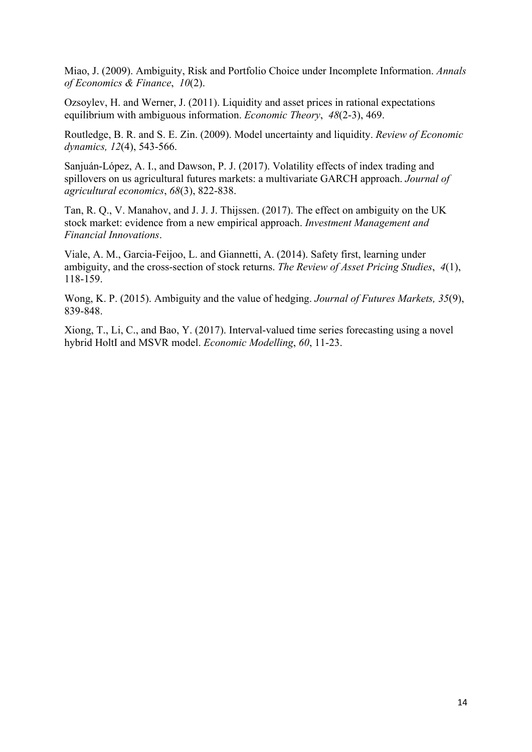Miao, J. (2009). Ambiguity, Risk and Portfolio Choice under Incomplete Information. *Annals of Economics & Finance*, *10*(2).

Ozsoylev, H. and Werner, J. (2011). Liquidity and asset prices in rational expectations equilibrium with ambiguous information. *Economic Theory*, *48*(2-3), 469.

Routledge, B. R. and S. E. Zin. (2009). Model uncertainty and liquidity. *Review of Economic dynamics, 12*(4), 543-566.

Sanjuán-López, A. I., and Dawson, P. J. (2017). Volatility effects of index trading and spillovers on us agricultural futures markets: a multivariate GARCH approach. *Journal of agricultural economics*, *68*(3), 822-838.

Tan, R. Q., V. Manahov, and J. J. J. Thijssen. (2017). The effect on ambiguity on the UK stock market: evidence from a new empirical approach. *Investment Management and Financial Innovations*.

Viale, A. M., Garcia-Feijoo, L. and Giannetti, A. (2014). Safety first, learning under ambiguity, and the cross-section of stock returns. *The Review of Asset Pricing Studies*, *4*(1), 118-159.

Wong, K. P. (2015). Ambiguity and the value of hedging. *Journal of Futures Markets, 35*(9), 839-848.

Xiong, T., Li, C., and Bao, Y. (2017). Interval-valued time series forecasting using a novel hybrid HoltI and MSVR model. *Economic Modelling*, *60*, 11-23.